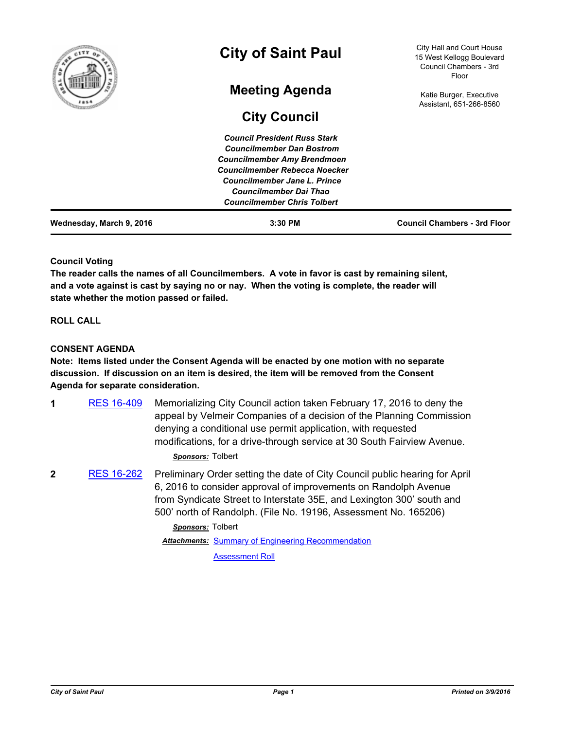# City of Saint Paul

## Meeting Agenda

## City Council

City Hall and Court House
15 West Kellogg Boulevard
Council Chambers - 3rd Floor

Katie Burger, Executive Assistant, 651-266-8560

*Council President Russ Stark*
*Councilmember Dan Bostrom*
*Councilmember Amy Brendmoen*
*Councilmember Rebecca Noecker*
*Councilmember Jane L. Prince*
*Councilmember Dai Thao*
*Councilmember Chris Tolbert*

**Wednesday, March 9, 2016** | **3:30 PM** | **Council Chambers - 3rd Floor**

---

**Council Voting**
**The reader calls the names of all Councilmembers. A vote in favor is cast by remaining silent, and a vote against is cast by saying no or nay. When the voting is complete, the reader will state whether the motion passed or failed.**

**ROLL CALL**

**CONSENT AGENDA**
**Note: Items listed under the Consent Agenda will be enacted by one motion with no separate discussion. If discussion on an item is desired, the item will be removed from the Consent Agenda for separate consideration.**

**1** RES 16-409 Memorializing City Council action taken February 17, 2016 to deny the appeal by Velmeir Companies of a decision of the Planning Commission denying a conditional use permit application, with requested modifications, for a drive-through service at 30 South Fairview Avenue.

***Sponsors:*** Tolbert

**2** RES 16-262 Preliminary Order setting the date of City Council public hearing for April 6, 2016 to consider approval of improvements on Randolph Avenue from Syndicate Street to Interstate 35E, and Lexington 300' south and 500' north of Randolph. (File No. 19196, Assessment No. 165206)

***Sponsors:*** Tolbert

***Attachments:*** Summary of Engineering Recommendation
Assessment Roll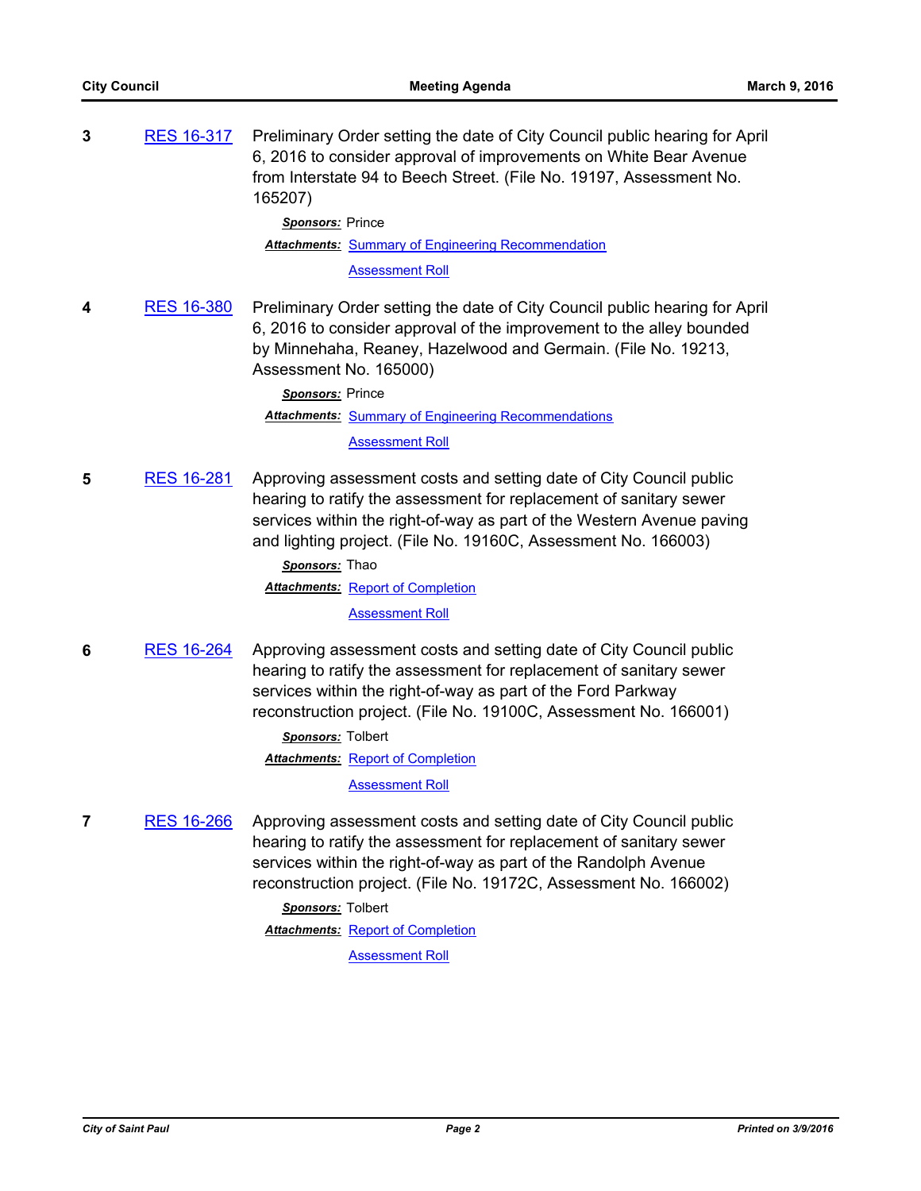**3** RES 16-317 Preliminary Order setting the date of City Council public hearing for April 6, 2016 to consider approval of improvements on White Bear Avenue from Interstate 94 to Beech Street. (File No. 19197, Assessment No. 165207)

***Sponsors:*** Prince

***Attachments:*** Summary of Engineering Recommendation

Assessment Roll

**4** RES 16-380 Preliminary Order setting the date of City Council public hearing for April 6, 2016 to consider approval of the improvement to the alley bounded by Minnehaha, Reaney, Hazelwood and Germain. (File No. 19213, Assessment No. 165000)

***Sponsors:*** Prince

***Attachments:*** Summary of Engineering Recommendations

Assessment Roll

**5** RES 16-281 Approving assessment costs and setting date of City Council public hearing to ratify the assessment for replacement of sanitary sewer services within the right-of-way as part of the Western Avenue paving and lighting project. (File No. 19160C, Assessment No. 166003)

***Sponsors:*** Thao

***Attachments:*** Report of Completion

Assessment Roll

**6** RES 16-264 Approving assessment costs and setting date of City Council public hearing to ratify the assessment for replacement of sanitary sewer services within the right-of-way as part of the Ford Parkway reconstruction project. (File No. 19100C, Assessment No. 166001)

***Sponsors:*** Tolbert

***Attachments:*** Report of Completion

Assessment Roll

**7** RES 16-266 Approving assessment costs and setting date of City Council public hearing to ratify the assessment for replacement of sanitary sewer services within the right-of-way as part of the Randolph Avenue reconstruction project. (File No. 19172C, Assessment No. 166002)

***Sponsors:*** Tolbert

***Attachments:*** Report of Completion

Assessment Roll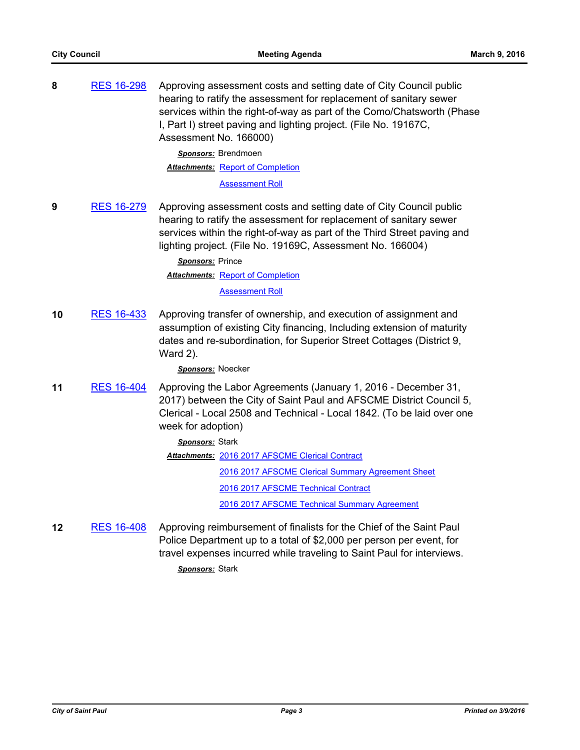**8** RES 16-298 Approving assessment costs and setting date of City Council public hearing to ratify the assessment for replacement of sanitary sewer services within the right-of-way as part of the Como/Chatsworth (Phase I, Part I) street paving and lighting project. (File No. 19167C, Assessment No. 166000)

***Sponsors:*** Brendmoen

***Attachments:*** Report of Completion

Assessment Roll

**9** RES 16-279 Approving assessment costs and setting date of City Council public hearing to ratify the assessment for replacement of sanitary sewer services within the right-of-way as part of the Third Street paving and lighting project. (File No. 19169C, Assessment No. 166004)

***Sponsors:*** Prince

***Attachments:*** Report of Completion

Assessment Roll

**10** RES 16-433 Approving transfer of ownership, and execution of assignment and assumption of existing City financing, Including extension of maturity dates and re-subordination, for Superior Street Cottages (District 9, Ward 2).

***Sponsors:*** Noecker

**11** RES 16-404 Approving the Labor Agreements (January 1, 2016 - December 31, 2017) between the City of Saint Paul and AFSCME District Council 5, Clerical - Local 2508 and Technical - Local 1842. (To be laid over one week for adoption)

***Sponsors:*** Stark

***Attachments:*** 2016 2017 AFSCME Clerical Contract

2016 2017 AFSCME Clerical Summary Agreement Sheet

2016 2017 AFSCME Technical Contract

2016 2017 AFSCME Technical Summary Agreement

**12** RES 16-408 Approving reimbursement of finalists for the Chief of the Saint Paul Police Department up to a total of $2,000 per person per event, for travel expenses incurred while traveling to Saint Paul for interviews.

***Sponsors:*** Stark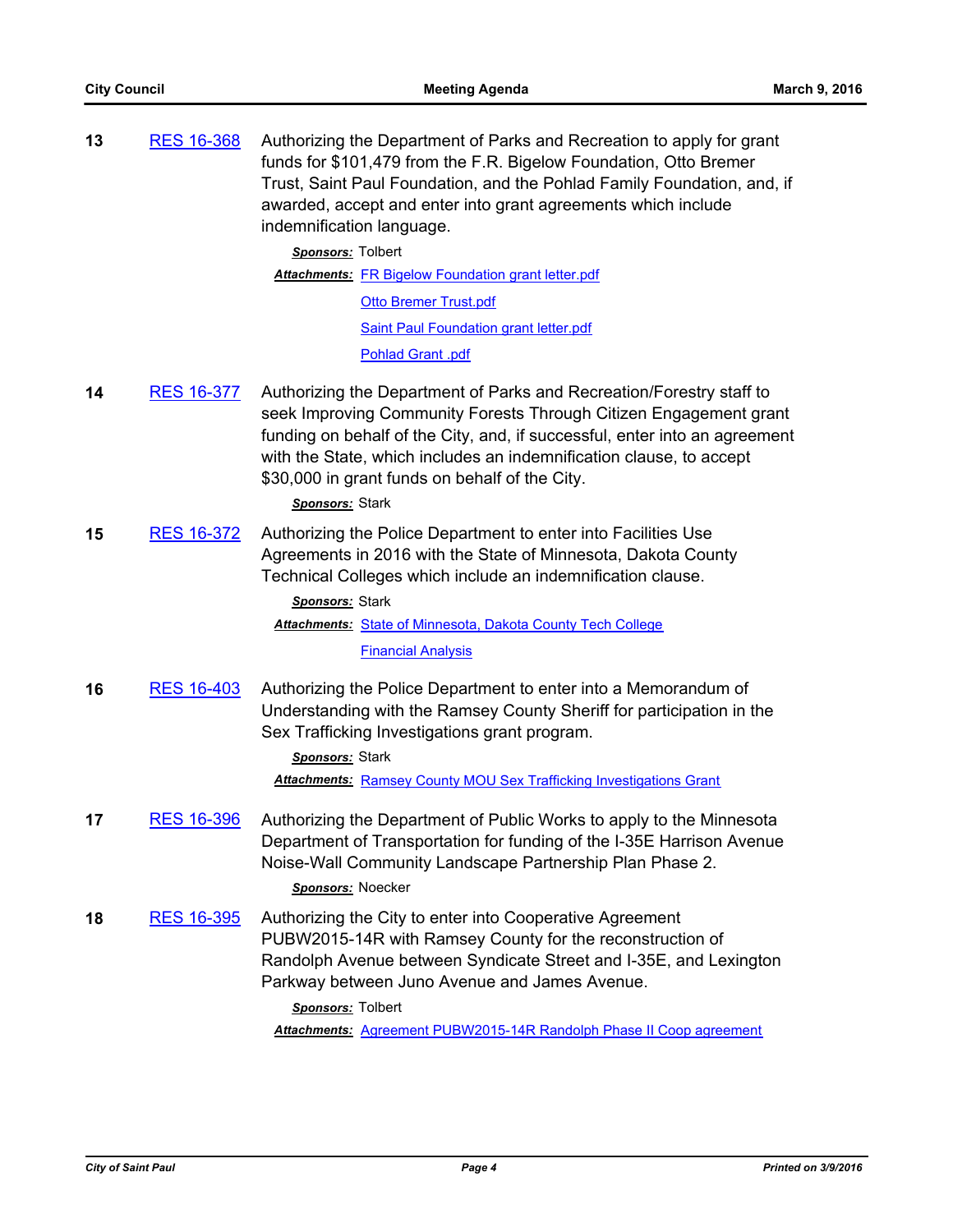**13** RES 16-368 Authorizing the Department of Parks and Recreation to apply for grant funds for $101,479 from the F.R. Bigelow Foundation, Otto Bremer Trust, Saint Paul Foundation, and the Pohlad Family Foundation, and, if awarded, accept and enter into grant agreements which include indemnification language.

***Sponsors:*** Tolbert

***Attachments:*** FR Bigelow Foundation grant letter.pdf
Otto Bremer Trust.pdf
Saint Paul Foundation grant letter.pdf
Pohlad Grant .pdf

**14** RES 16-377 Authorizing the Department of Parks and Recreation/Forestry staff to seek Improving Community Forests Through Citizen Engagement grant funding on behalf of the City, and, if successful, enter into an agreement with the State, which includes an indemnification clause, to accept $30,000 in grant funds on behalf of the City.

***Sponsors:*** Stark

**15** RES 16-372 Authorizing the Police Department to enter into Facilities Use Agreements in 2016 with the State of Minnesota, Dakota County Technical Colleges which include an indemnification clause.

***Sponsors:*** Stark

***Attachments:*** State of Minnesota, Dakota County Tech College
Financial Analysis

**16** RES 16-403 Authorizing the Police Department to enter into a Memorandum of Understanding with the Ramsey County Sheriff for participation in the Sex Trafficking Investigations grant program.

***Sponsors:*** Stark

***Attachments:*** Ramsey County MOU Sex Trafficking Investigations Grant

**17** RES 16-396 Authorizing the Department of Public Works to apply to the Minnesota Department of Transportation for funding of the I-35E Harrison Avenue Noise-Wall Community Landscape Partnership Plan Phase 2.

***Sponsors:*** Noecker

**18** RES 16-395 Authorizing the City to enter into Cooperative Agreement PUBW2015-14R with Ramsey County for the reconstruction of Randolph Avenue between Syndicate Street and I-35E, and Lexington Parkway between Juno Avenue and James Avenue.

***Sponsors:*** Tolbert

***Attachments:*** Agreement PUBW2015-14R Randolph Phase II Coop agreement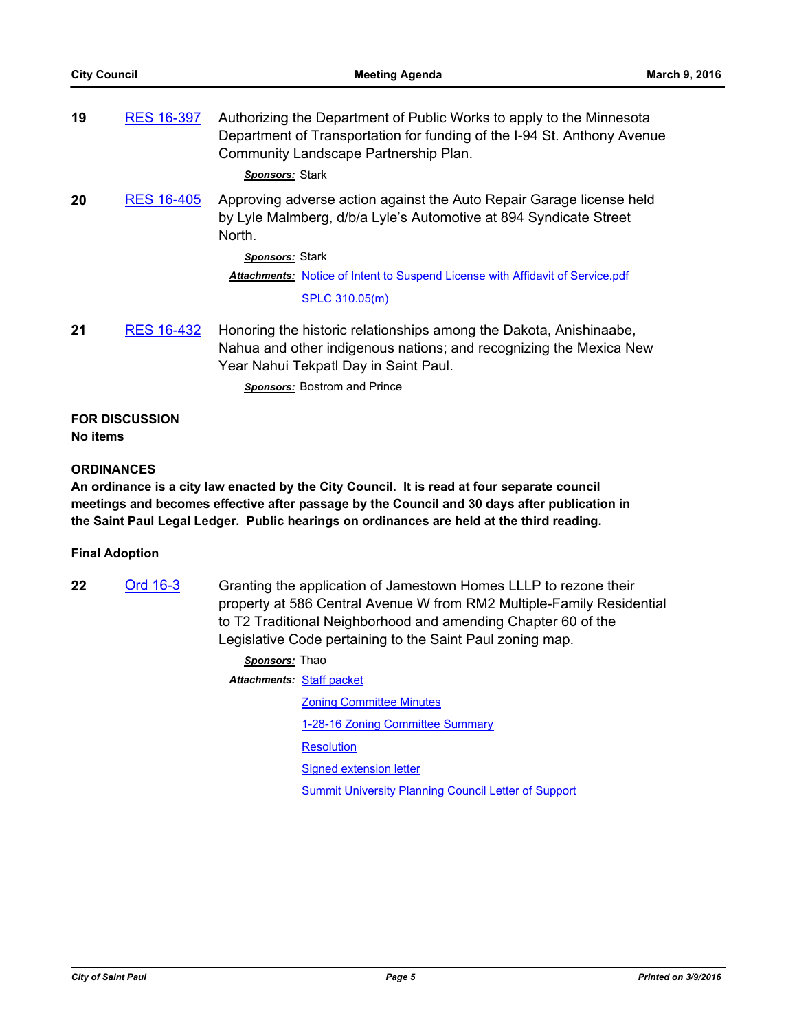**19** RES 16-397 Authorizing the Department of Public Works to apply to the Minnesota Department of Transportation for funding of the I-94 St. Anthony Avenue Community Landscape Partnership Plan.

***Sponsors:*** Stark

**20** RES 16-405 Approving adverse action against the Auto Repair Garage license held by Lyle Malmberg, d/b/a Lyle's Automotive at 894 Syndicate Street North.

***Sponsors:*** Stark

***Attachments:*** Notice of Intent to Suspend License with Affidavit of Service.pdf

SPLC 310.05(m)

**21** RES 16-432 Honoring the historic relationships among the Dakota, Anishinaabe, Nahua and other indigenous nations; and recognizing the Mexica New Year Nahui Tekpatl Day in Saint Paul.

***Sponsors:*** Bostrom and Prince

**FOR DISCUSSION**

**No items**

**ORDINANCES**

**An ordinance is a city law enacted by the City Council. It is read at four separate council meetings and becomes effective after passage by the Council and 30 days after publication in the Saint Paul Legal Ledger. Public hearings on ordinances are held at the third reading.**

**Final Adoption**

**22** Ord 16-3 Granting the application of Jamestown Homes LLLP to rezone their property at 586 Central Avenue W from RM2 Multiple-Family Residential to T2 Traditional Neighborhood and amending Chapter 60 of the Legislative Code pertaining to the Saint Paul zoning map.

***Sponsors:*** Thao

***Attachments:*** Staff packet

Zoning Committee Minutes

1-28-16 Zoning Committee Summary

Resolution

Signed extension letter

Summit University Planning Council Letter of Support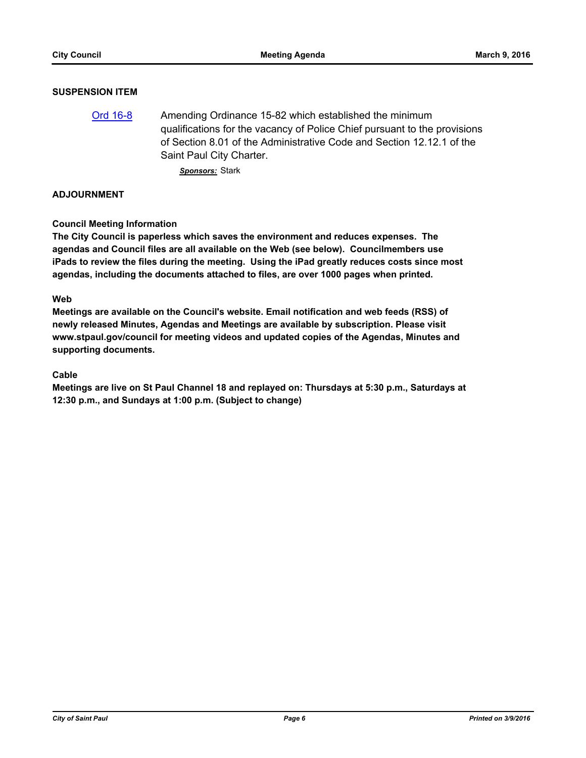## SUSPENSION ITEM

[Ord 16-8] Amending Ordinance 15-82 which established the minimum qualifications for the vacancy of Police Chief pursuant to the provisions of Section 8.01 of the Administrative Code and Section 12.12.1 of the Saint Paul City Charter.

***Sponsors:*** Stark

## ADJOURNMENT

**Council Meeting Information**

**The City Council is paperless which saves the environment and reduces expenses. The agendas and Council files are all available on the Web (see below). Councilmembers use iPads to review the files during the meeting. Using the iPad greatly reduces costs since most agendas, including the documents attached to files, are over 1000 pages when printed.**

**Web**

**Meetings are available on the Council's website. Email notification and web feeds (RSS) of newly released Minutes, Agendas and Meetings are available by subscription. Please visit www.stpaul.gov/council for meeting videos and updated copies of the Agendas, Minutes and supporting documents.**

**Cable**

**Meetings are live on St Paul Channel 18 and replayed on: Thursdays at 5:30 p.m., Saturdays at 12:30 p.m., and Sundays at 1:00 p.m. (Subject to change)**